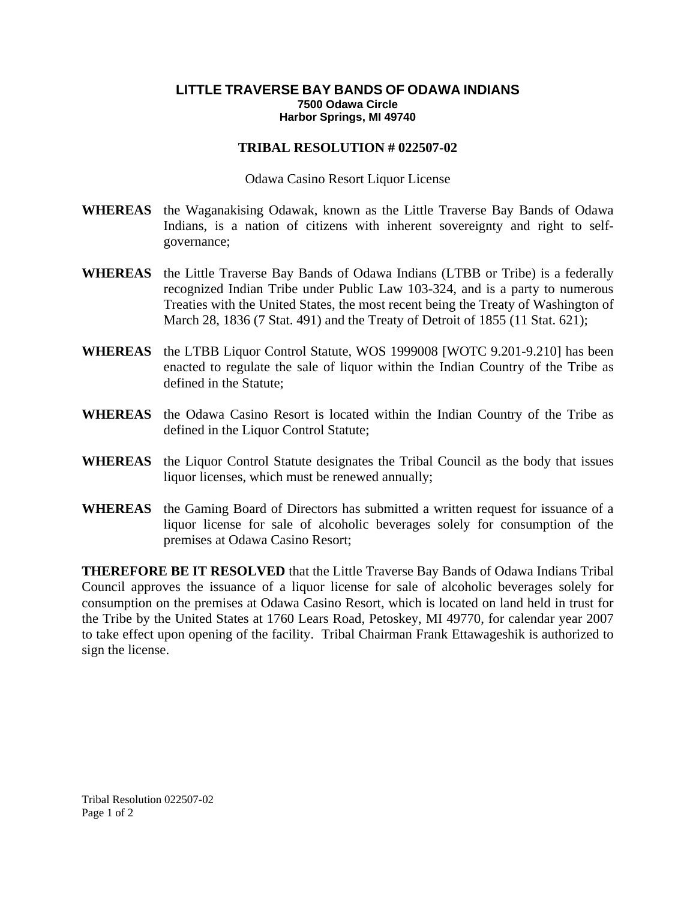# LITTLE TRAVERSE BAY BANDS OF ODAWA INDIANS

**7500 Odawa Circle**
**Harbor Springs, MI 49740**

## TRIBAL RESOLUTION # 022507-02

Odawa Casino Resort Liquor License

**WHEREAS** the Waganakising Odawak, known as the Little Traverse Bay Bands of Odawa Indians, is a nation of citizens with inherent sovereignty and right to self-governance;

**WHEREAS** the Little Traverse Bay Bands of Odawa Indians (LTBB or Tribe) is a federally recognized Indian Tribe under Public Law 103-324, and is a party to numerous Treaties with the United States, the most recent being the Treaty of Washington of March 28, 1836 (7 Stat. 491) and the Treaty of Detroit of 1855 (11 Stat. 621);

**WHEREAS** the LTBB Liquor Control Statute, WOS 1999008 [WOTC 9.201-9.210] has been enacted to regulate the sale of liquor within the Indian Country of the Tribe as defined in the Statute;

**WHEREAS** the Odawa Casino Resort is located within the Indian Country of the Tribe as defined in the Liquor Control Statute;

**WHEREAS** the Liquor Control Statute designates the Tribal Council as the body that issues liquor licenses, which must be renewed annually;

**WHEREAS** the Gaming Board of Directors has submitted a written request for issuance of a liquor license for sale of alcoholic beverages solely for consumption of the premises at Odawa Casino Resort;

**THEREFORE BE IT RESOLVED** that the Little Traverse Bay Bands of Odawa Indians Tribal Council approves the issuance of a liquor license for sale of alcoholic beverages solely for consumption on the premises at Odawa Casino Resort, which is located on land held in trust for the Tribe by the United States at 1760 Lears Road, Petoskey, MI 49770, for calendar year 2007 to take effect upon opening of the facility. Tribal Chairman Frank Ettawageshik is authorized to sign the license.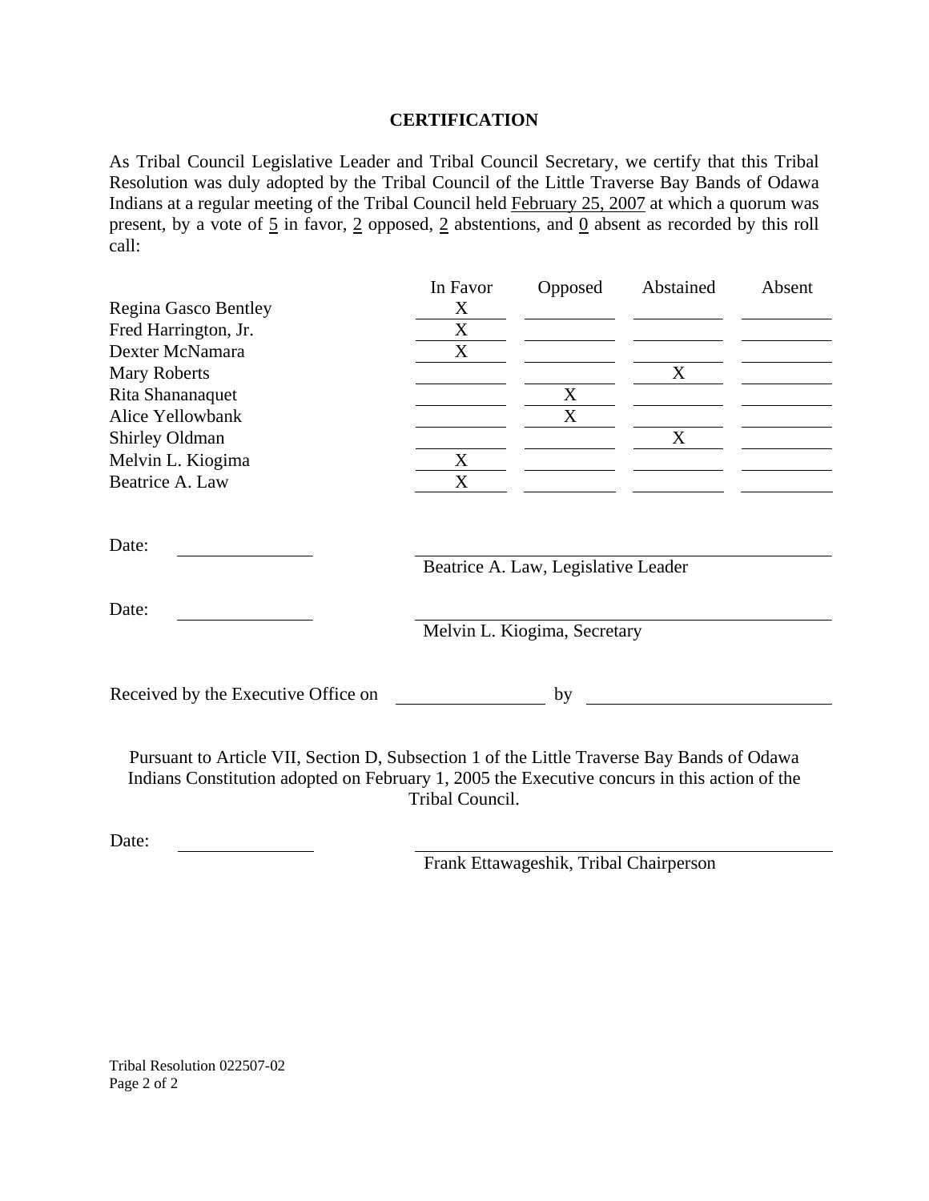**CERTIFICATION**

As Tribal Council Legislative Leader and Tribal Council Secretary, we certify that this Tribal Resolution was duly adopted by the Tribal Council of the Little Traverse Bay Bands of Odawa Indians at a regular meeting of the Tribal Council held February 25, 2007 at which a quorum was present, by a vote of 5 in favor, 2 opposed, 2 abstentions, and 0 absent as recorded by this roll call:

| | In Favor | Opposed | Abstained | Absent |
|---|---|---|---|---|
| Regina Gasco Bentley | X | | | |
| Fred Harrington, Jr. | X | | | |
| Dexter McNamara | X | | | |
| Mary Roberts | | | X | |
| Rita Shananaquet | | X | | |
| Alice Yellowbank | | X | | |
| Shirley Oldman | | | X | |
| Melvin L. Kiogima | X | | | |
| Beatrice A. Law | X | | | |

Date: ______________ ______________________________
Beatrice A. Law, Legislative Leader

Date: ______________ ______________________________
Melvin L. Kiogima, Secretary

Received by the Executive Office on ______________ by ______________________

Pursuant to Article VII, Section D, Subsection 1 of the Little Traverse Bay Bands of Odawa Indians Constitution adopted on February 1, 2005 the Executive concurs in this action of the Tribal Council.

Date: ______________ ______________________________
Frank Ettawageshik, Tribal Chairperson

Tribal Resolution 022507-02